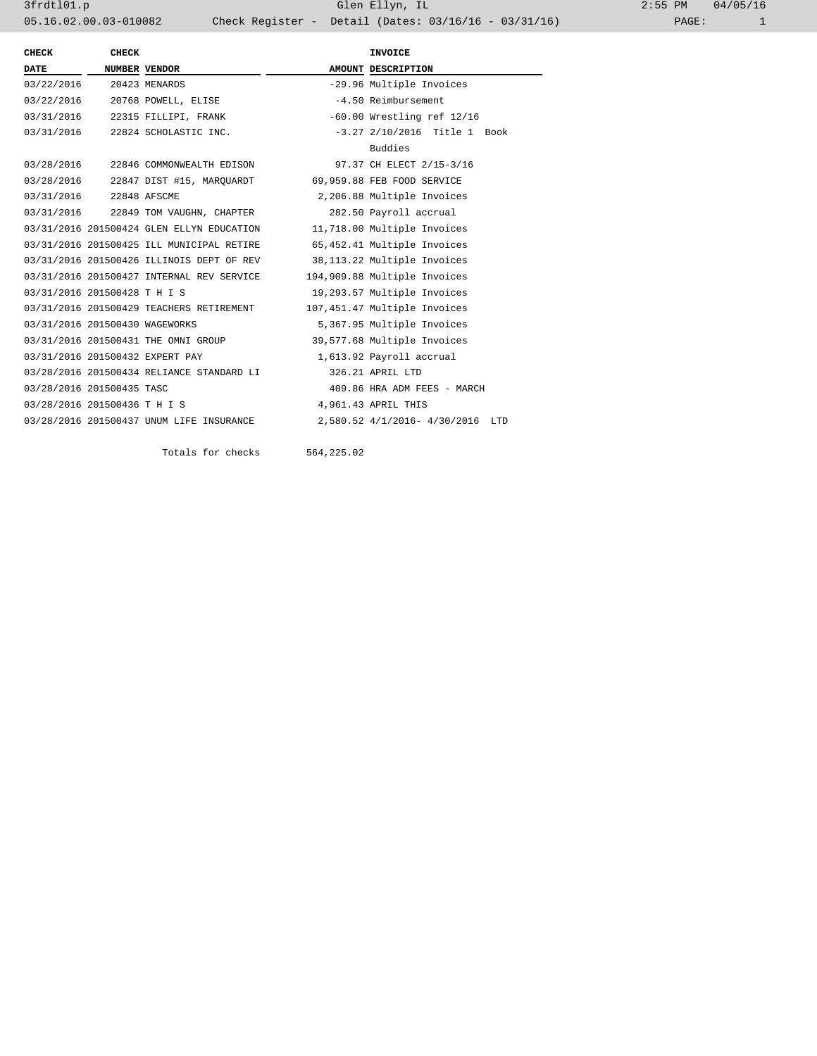3frdtl01.p Glen Ellyn, IL 2:55 PM 04/05/16

05.16.02.00.03-010082 Check Register - Detail (Dates: 03/16/16 - 03/31/16)

| CHECK DATE | CHECK NUMBER | VENDOR | AMOUNT | INVOICE DESCRIPTION |
|---|---|---|---|---|
| 03/22/2016 | 20423 | MENARDS | -29.96 | Multiple Invoices |
| 03/22/2016 | 20768 | POWELL, ELISE | -4.50 | Reimbursement |
| 03/31/2016 | 22315 | FILLIPI, FRANK | -60.00 | Wrestling ref 12/16 |
| 03/31/2016 | 22824 | SCHOLASTIC INC. | -3.27 | 2/10/2016 Title 1 Book Buddies |
| 03/28/2016 | 22846 | COMMONWEALTH EDISON | 97.37 | CH ELECT 2/15-3/16 |
| 03/28/2016 | 22847 | DIST #15, MARQUARDT | 69,959.88 | FEB FOOD SERVICE |
| 03/31/2016 | 22848 | AFSCME | 2,206.88 | Multiple Invoices |
| 03/31/2016 | 22849 | TOM VAUGHN, CHAPTER | 282.50 | Payroll accrual |
| 03/31/2016 | 201500424 | GLEN ELLYN EDUCATION | 11,718.00 | Multiple Invoices |
| 03/31/2016 | 201500425 | ILL MUNICIPAL RETIRE | 65,452.41 | Multiple Invoices |
| 03/31/2016 | 201500426 | ILLINOIS DEPT OF REV | 38,113.22 | Multiple Invoices |
| 03/31/2016 | 201500427 | INTERNAL REV SERVICE | 194,909.88 | Multiple Invoices |
| 03/31/2016 | 201500428 | T H I S | 19,293.57 | Multiple Invoices |
| 03/31/2016 | 201500429 | TEACHERS RETIREMENT | 107,451.47 | Multiple Invoices |
| 03/31/2016 | 201500430 | WAGEWORKS | 5,367.95 | Multiple Invoices |
| 03/31/2016 | 201500431 | THE OMNI GROUP | 39,577.68 | Multiple Invoices |
| 03/31/2016 | 201500432 | EXPERT PAY | 1,613.92 | Payroll accrual |
| 03/28/2016 | 201500434 | RELIANCE STANDARD LI | 326.21 | APRIL LTD |
| 03/28/2016 | 201500435 | TASC | 409.86 | HRA ADM FEES - MARCH |
| 03/28/2016 | 201500436 | T H I S | 4,961.43 | APRIL THIS |
| 03/28/2016 | 201500437 | UNUM LIFE INSURANCE | 2,580.52 | 4/1/2016- 4/30/2016 LTD |
| | | Totals for checks | 564,225.02 | |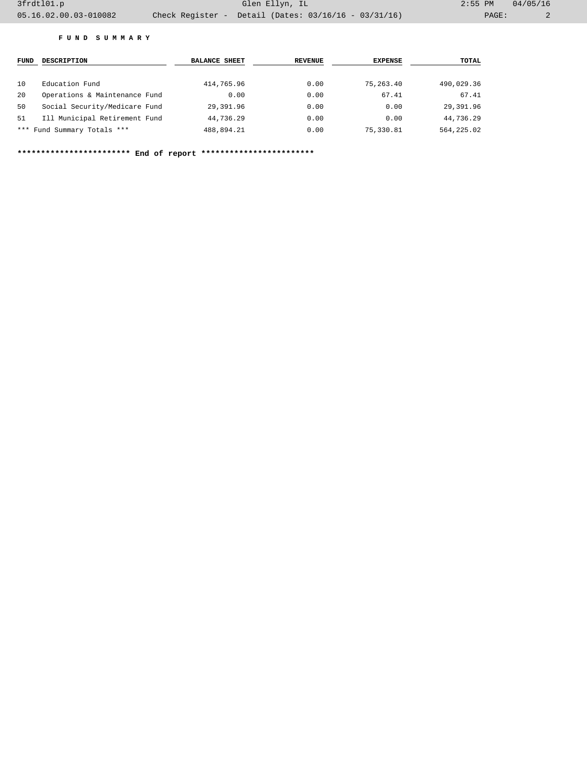**F U N D   S U M M A R Y**

| FUND | DESCRIPTION | BALANCE SHEET | REVENUE | EXPENSE | TOTAL |
|---|---|---|---|---|---|
| 10 | Education Fund | 414,765.96 | 0.00 | 75,263.40 | 490,029.36 |
| 20 | Operations & Maintenance Fund | 0.00 | 0.00 | 67.41 | 67.41 |
| 50 | Social Security/Medicare Fund | 29,391.96 | 0.00 | 0.00 | 29,391.96 |
| 51 | Ill Municipal Retirement Fund | 44,736.29 | 0.00 | 0.00 | 44,736.29 |
| *** Fund Summary Totals *** | | 488,894.21 | 0.00 | 75,330.81 | 564,225.02 |

************************ **End of report** ************************